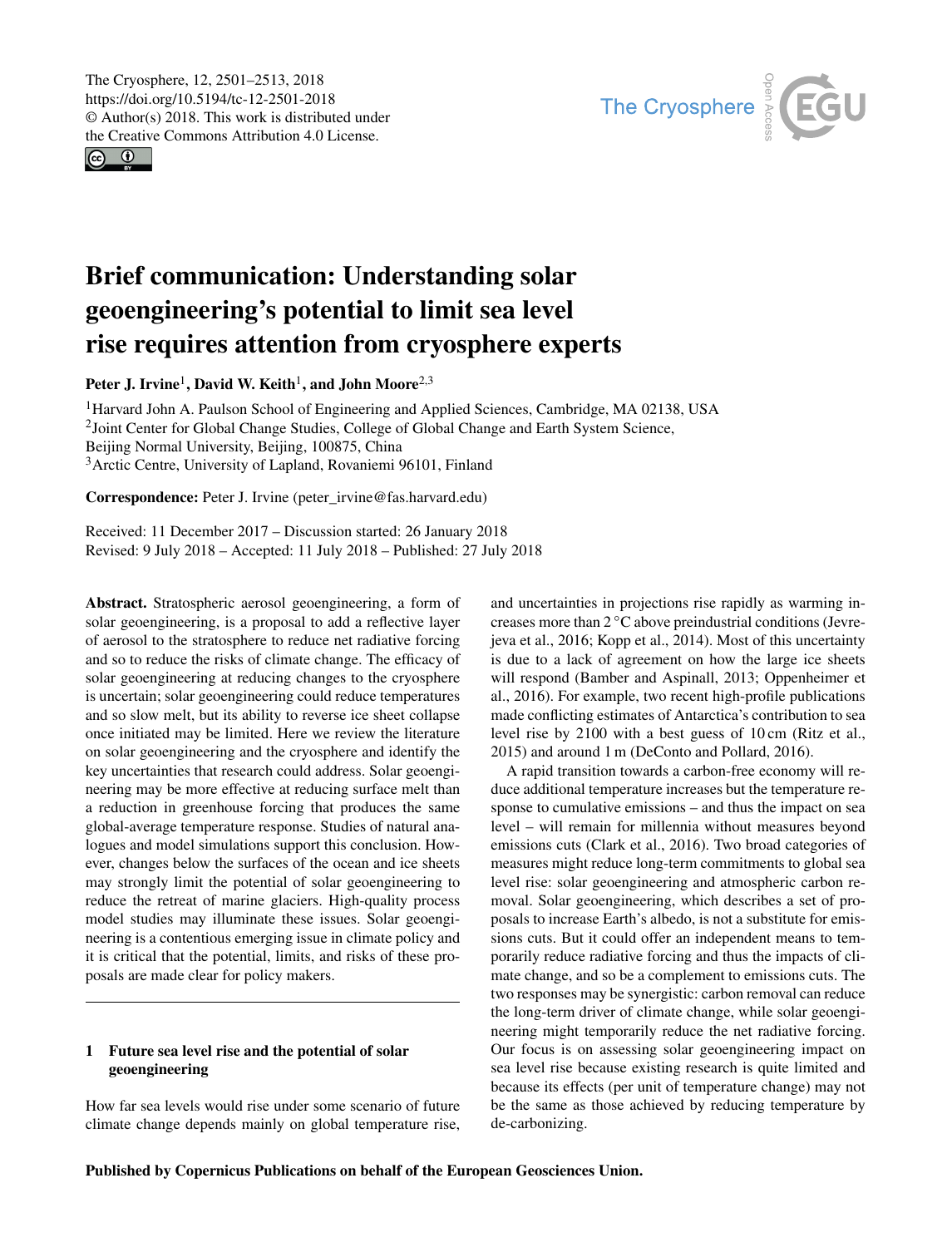# Brief communication: Understanding solar geoengineering's potential to limit sea level rise requires attention from cryosphere experts

**Peter J. Irvine[1], David W. Keith[1], and John Moore[2,3]**

[1]Harvard John A. Paulson School of Engineering and Applied Sciences, Cambridge, MA 02138, USA
[2]Joint Center for Global Change Studies, College of Global Change and Earth System Science, Beijing Normal University, Beijing, 100875, China
[3]Arctic Centre, University of Lapland, Rovaniemi 96101, Finland

**Correspondence:** Peter J. Irvine (peter_irvine@fas.harvard.edu)

Received: 11 December 2017 – Discussion started: 26 January 2018
Revised: 9 July 2018 – Accepted: 11 July 2018 – Published: 27 July 2018

**Abstract.** Stratospheric aerosol geoengineering, a form of solar geoengineering, is a proposal to add a reflective layer of aerosol to the stratosphere to reduce net radiative forcing and so to reduce the risks of climate change. The efficacy of solar geoengineering at reducing changes to the cryosphere is uncertain; solar geoengineering could reduce temperatures and so slow melt, but its ability to reverse ice sheet collapse once initiated may be limited. Here we review the literature on solar geoengineering and the cryosphere and identify the key uncertainties that research could address. Solar geoengineering may be more effective at reducing surface melt than a reduction in greenhouse forcing that produces the same global-average temperature response. Studies of natural analogues and model simulations support this conclusion. However, changes below the surfaces of the ocean and ice sheets may strongly limit the potential of solar geoengineering to reduce the retreat of marine glaciers. High-quality process model studies may illuminate these issues. Solar geoengineering is a contentious emerging issue in climate policy and it is critical that the potential, limits, and risks of these proposals are made clear for policy makers.

## 1 Future sea level rise and the potential of solar geoengineering

How far sea levels would rise under some scenario of future climate change depends mainly on global temperature rise, and uncertainties in projections rise rapidly as warming increases more than 2 °C above preindustrial conditions (Jevrejeva et al., 2016; Kopp et al., 2014). Most of this uncertainty is due to a lack of agreement on how the large ice sheets will respond (Bamber and Aspinall, 2013; Oppenheimer et al., 2016). For example, two recent high-profile publications made conflicting estimates of Antarctica's contribution to sea level rise by 2100 with a best guess of 10 cm (Ritz et al., 2015) and around 1 m (DeConto and Pollard, 2016).

A rapid transition towards a carbon-free economy will reduce additional temperature increases but the temperature response to cumulative emissions – and thus the impact on sea level – will remain for millennia without measures beyond emissions cuts (Clark et al., 2016). Two broad categories of measures might reduce long-term commitments to global sea level rise: solar geoengineering and atmospheric carbon removal. Solar geoengineering, which describes a set of proposals to increase Earth's albedo, is not a substitute for emissions cuts. But it could offer an independent means to temporarily reduce radiative forcing and thus the impacts of climate change, and so be a complement to emissions cuts. The two responses may be synergistic: carbon removal can reduce the long-term driver of climate change, while solar geoengineering might temporarily reduce the net radiative forcing. Our focus is on assessing solar geoengineering impact on sea level rise because existing research is quite limited and because its effects (per unit of temperature change) may not be the same as those achieved by reducing temperature by de-carbonizing.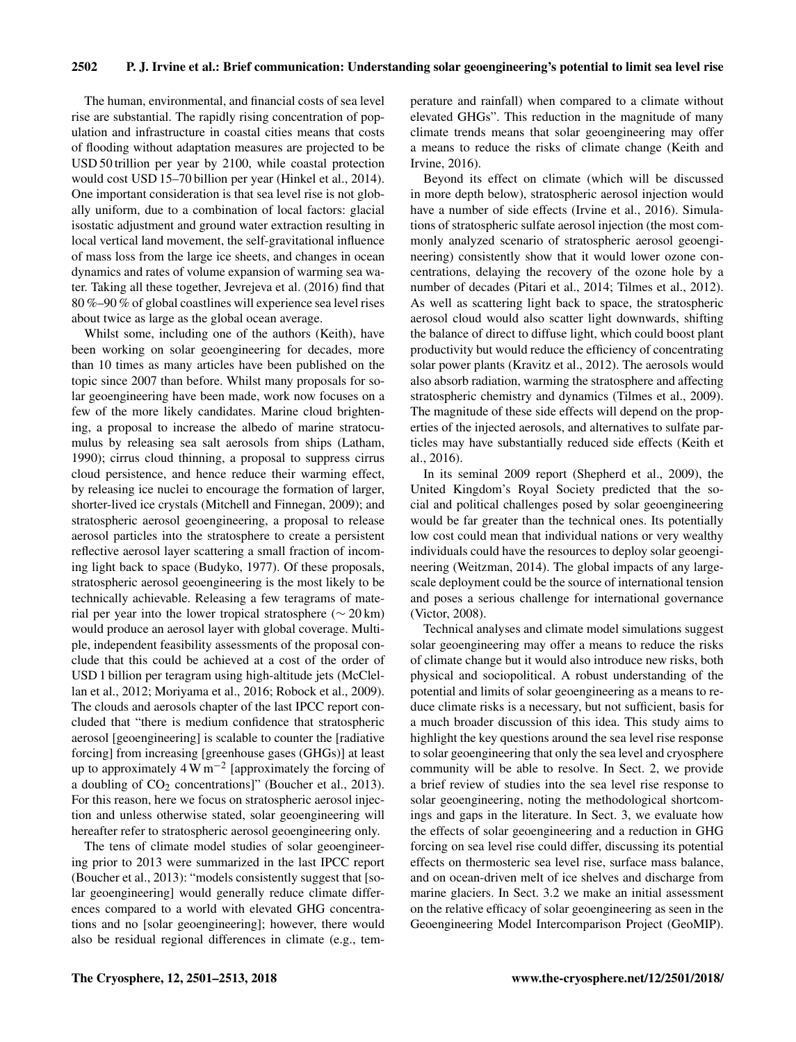The human, environmental, and financial costs of sea level rise are substantial. The rapidly rising concentration of population and infrastructure in coastal cities means that costs of flooding without adaptation measures are projected to be USD 50 trillion per year by 2100, while coastal protection would cost USD 15–70 billion per year (Hinkel et al., 2014). One important consideration is that sea level rise is not globally uniform, due to a combination of local factors: glacial isostatic adjustment and ground water extraction resulting in local vertical land movement, the self-gravitational influence of mass loss from the large ice sheets, and changes in ocean dynamics and rates of volume expansion of warming sea water. Taking all these together, Jevrejeva et al. (2016) find that 80 %–90 % of global coastlines will experience sea level rises about twice as large as the global ocean average.

Whilst some, including one of the authors (Keith), have been working on solar geoengineering for decades, more than 10 times as many articles have been published on the topic since 2007 than before. Whilst many proposals for solar geoengineering have been made, work now focuses on a few of the more likely candidates. Marine cloud brightening, a proposal to increase the albedo of marine stratocumulus by releasing sea salt aerosols from ships (Latham, 1990); cirrus cloud thinning, a proposal to suppress cirrus cloud persistence, and hence reduce their warming effect, by releasing ice nuclei to encourage the formation of larger, shorter-lived ice crystals (Mitchell and Finnegan, 2009); and stratospheric aerosol geoengineering, a proposal to release aerosol particles into the stratosphere to create a persistent reflective aerosol layer scattering a small fraction of incoming light back to space (Budyko, 1977). Of these proposals, stratospheric aerosol geoengineering is the most likely to be technically achievable. Releasing a few teragrams of material per year into the lower tropical stratosphere ($\sim 20$ km) would produce an aerosol layer with global coverage. Multiple, independent feasibility assessments of the proposal conclude that this could be achieved at a cost of the order of USD 1 billion per teragram using high-altitude jets (McClellan et al., 2012; Moriyama et al., 2016; Robock et al., 2009). The clouds and aerosols chapter of the last IPCC report concluded that "there is medium confidence that stratospheric aerosol [geoengineering] is scalable to counter the [radiative forcing] from increasing [greenhouse gases (GHGs)] at least up to approximately 4 W m$^{-2}$ [approximately the forcing of a doubling of $CO_2$ concentrations]" (Boucher et al., 2013). For this reason, here we focus on stratospheric aerosol injection and unless otherwise stated, solar geoengineering will hereafter refer to stratospheric aerosol geoengineering only.

The tens of climate model studies of solar geoengineering prior to 2013 were summarized in the last IPCC report (Boucher et al., 2013): "models consistently suggest that [solar geoengineering] would generally reduce climate differences compared to a world with elevated GHG concentrations and no [solar geoengineering]; however, there would also be residual regional differences in climate (e.g., temperature and rainfall) when compared to a climate without elevated GHGs". This reduction in the magnitude of many climate trends means that solar geoengineering may offer a means to reduce the risks of climate change (Keith and Irvine, 2016).

Beyond its effect on climate (which will be discussed in more depth below), stratospheric aerosol injection would have a number of side effects (Irvine et al., 2016). Simulations of stratospheric sulfate aerosol injection (the most commonly analyzed scenario of stratospheric aerosol geoengineering) consistently show that it would lower ozone concentrations, delaying the recovery of the ozone hole by a number of decades (Pitari et al., 2014; Tilmes et al., 2012). As well as scattering light back to space, the stratospheric aerosol cloud would also scatter light downwards, shifting the balance of direct to diffuse light, which could boost plant productivity but would reduce the efficiency of concentrating solar power plants (Kravitz et al., 2012). The aerosols would also absorb radiation, warming the stratosphere and affecting stratospheric chemistry and dynamics (Tilmes et al., 2009). The magnitude of these side effects will depend on the properties of the injected aerosols, and alternatives to sulfate particles may have substantially reduced side effects (Keith et al., 2016).

In its seminal 2009 report (Shepherd et al., 2009), the United Kingdom's Royal Society predicted that the social and political challenges posed by solar geoengineering would be far greater than the technical ones. Its potentially low cost could mean that individual nations or very wealthy individuals could have the resources to deploy solar geoengineering (Weitzman, 2014). The global impacts of any large-scale deployment could be the source of international tension and poses a serious challenge for international governance (Victor, 2008).

Technical analyses and climate model simulations suggest solar geoengineering may offer a means to reduce the risks of climate change but it would also introduce new risks, both physical and sociopolitical. A robust understanding of the potential and limits of solar geoengineering as a means to reduce climate risks is a necessary, but not sufficient, basis for a much broader discussion of this idea. This study aims to highlight the key questions around the sea level rise response to solar geoengineering that only the sea level and cryosphere community will be able to resolve. In Sect. 2, we provide a brief review of studies into the sea level rise response to solar geoengineering, noting the methodological shortcomings and gaps in the literature. In Sect. 3, we evaluate how the effects of solar geoengineering and a reduction in GHG forcing on sea level rise could differ, discussing its potential effects on thermosteric sea level rise, surface mass balance, and on ocean-driven melt of ice shelves and discharge from marine glaciers. In Sect. 3.2 we make an initial assessment on the relative efficacy of solar geoengineering as seen in the Geoengineering Model Intercomparison Project (GeoMIP).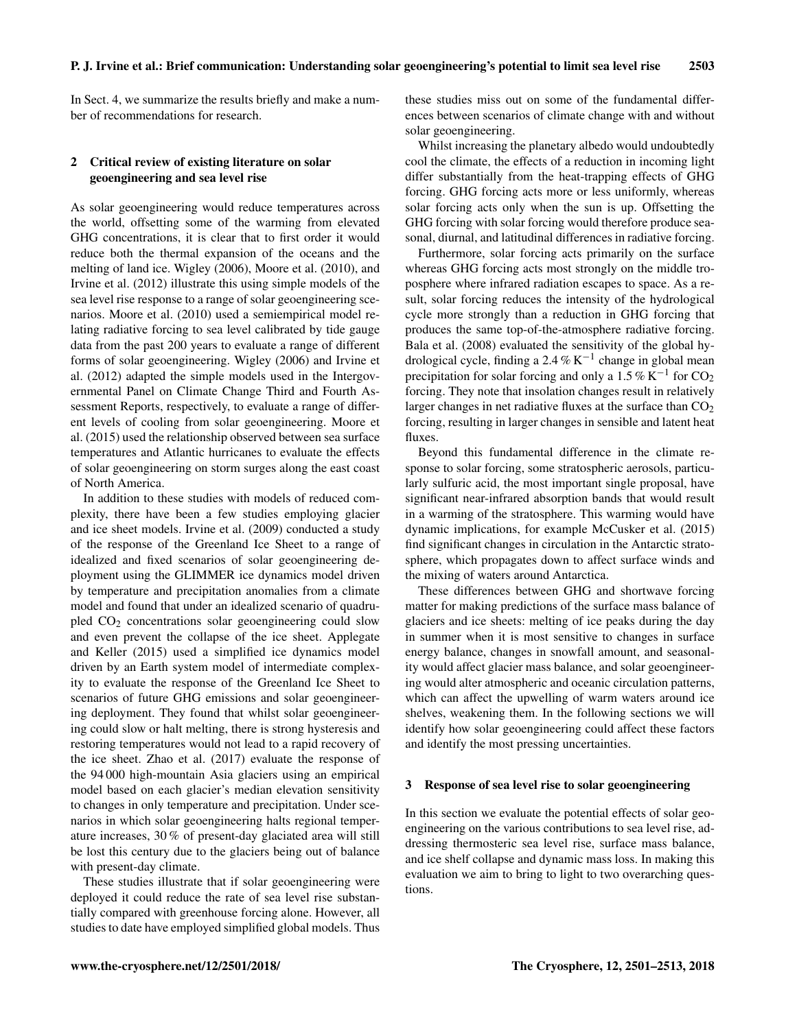In Sect. 4, we summarize the results briefly and make a number of recommendations for research.

## 2 Critical review of existing literature on solar geoengineering and sea level rise

As solar geoengineering would reduce temperatures across the world, offsetting some of the warming from elevated GHG concentrations, it is clear that to first order it would reduce both the thermal expansion of the oceans and the melting of land ice. Wigley (2006), Moore et al. (2010), and Irvine et al. (2012) illustrate this using simple models of the sea level rise response to a range of solar geoengineering scenarios. Moore et al. (2010) used a semiempirical model relating radiative forcing to sea level calibrated by tide gauge data from the past 200 years to evaluate a range of different forms of solar geoengineering. Wigley (2006) and Irvine et al. (2012) adapted the simple models used in the Intergovernmental Panel on Climate Change Third and Fourth Assessment Reports, respectively, to evaluate a range of different levels of cooling from solar geoengineering. Moore et al. (2015) used the relationship observed between sea surface temperatures and Atlantic hurricanes to evaluate the effects of solar geoengineering on storm surges along the east coast of North America.

In addition to these studies with models of reduced complexity, there have been a few studies employing glacier and ice sheet models. Irvine et al. (2009) conducted a study of the response of the Greenland Ice Sheet to a range of idealized and fixed scenarios of solar geoengineering deployment using the GLIMMER ice dynamics model driven by temperature and precipitation anomalies from a climate model and found that under an idealized scenario of quadrupled $CO_2$ concentrations solar geoengineering could slow and even prevent the collapse of the ice sheet. Applegate and Keller (2015) used a simplified ice dynamics model driven by an Earth system model of intermediate complexity to evaluate the response of the Greenland Ice Sheet to scenarios of future GHG emissions and solar geoengineering deployment. They found that whilst solar geoengineering could slow or halt melting, there is strong hysteresis and restoring temperatures would not lead to a rapid recovery of the ice sheet. Zhao et al. (2017) evaluate the response of the 94 000 high-mountain Asia glaciers using an empirical model based on each glacier's median elevation sensitivity to changes in only temperature and precipitation. Under scenarios in which solar geoengineering halts regional temperature increases, 30 % of present-day glaciated area will still be lost this century due to the glaciers being out of balance with present-day climate.

These studies illustrate that if solar geoengineering were deployed it could reduce the rate of sea level rise substantially compared with greenhouse forcing alone. However, all studies to date have employed simplified global models. Thus these studies miss out on some of the fundamental differences between scenarios of climate change with and without solar geoengineering.

Whilst increasing the planetary albedo would undoubtedly cool the climate, the effects of a reduction in incoming light differ substantially from the heat-trapping effects of GHG forcing. GHG forcing acts more or less uniformly, whereas solar forcing acts only when the sun is up. Offsetting the GHG forcing with solar forcing would therefore produce seasonal, diurnal, and latitudinal differences in radiative forcing.

Furthermore, solar forcing acts primarily on the surface whereas GHG forcing acts most strongly on the middle troposphere where infrared radiation escapes to space. As a result, solar forcing reduces the intensity of the hydrological cycle more strongly than a reduction in GHG forcing that produces the same top-of-the-atmosphere radiative forcing. Bala et al. (2008) evaluated the sensitivity of the global hydrological cycle, finding a $2.4\,\%\,K^{-1}$ change in global mean precipitation for solar forcing and only a $1.5\,\%\,K^{-1}$ for $CO_2$ forcing. They note that insolation changes result in relatively larger changes in net radiative fluxes at the surface than $CO_2$ forcing, resulting in larger changes in sensible and latent heat fluxes.

Beyond this fundamental difference in the climate response to solar forcing, some stratospheric aerosols, particularly sulfuric acid, the most important single proposal, have significant near-infrared absorption bands that would result in a warming of the stratosphere. This warming would have dynamic implications, for example McCusker et al. (2015) find significant changes in circulation in the Antarctic stratosphere, which propagates down to affect surface winds and the mixing of waters around Antarctica.

These differences between GHG and shortwave forcing matter for making predictions of the surface mass balance of glaciers and ice sheets: melting of ice peaks during the day in summer when it is most sensitive to changes in surface energy balance, changes in snowfall amount, and seasonality would affect glacier mass balance, and solar geoengineering would alter atmospheric and oceanic circulation patterns, which can affect the upwelling of warm waters around ice shelves, weakening them. In the following sections we will identify how solar geoengineering could affect these factors and identify the most pressing uncertainties.

## 3 Response of sea level rise to solar geoengineering

In this section we evaluate the potential effects of solar geoengineering on the various contributions to sea level rise, addressing thermosteric sea level rise, surface mass balance, and ice shelf collapse and dynamic mass loss. In making this evaluation we aim to bring to light to two overarching questions.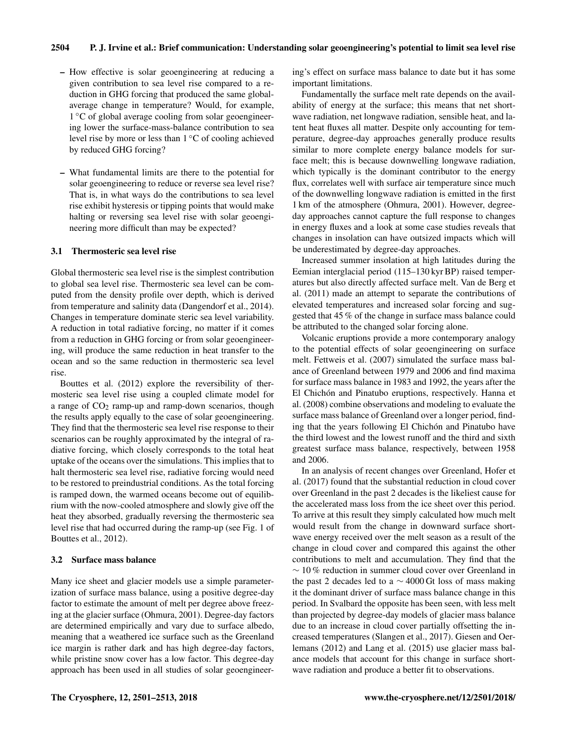- How effective is solar geoengineering at reducing a given contribution to sea level rise compared to a reduction in GHG forcing that produced the same global-average change in temperature? Would, for example, 1 °C of global average cooling from solar geoengineering lower the surface-mass-balance contribution to sea level rise by more or less than 1 °C of cooling achieved by reduced GHG forcing?
- What fundamental limits are there to the potential for solar geoengineering to reduce or reverse sea level rise? That is, in what ways do the contributions to sea level rise exhibit hysteresis or tipping points that would make halting or reversing sea level rise with solar geoengineering more difficult than may be expected?

### 3.1 Thermosteric sea level rise

Global thermosteric sea level rise is the simplest contribution to global sea level rise. Thermosteric sea level can be computed from the density profile over depth, which is derived from temperature and salinity data (Dangendorf et al., 2014). Changes in temperature dominate steric sea level variability. A reduction in total radiative forcing, no matter if it comes from a reduction in GHG forcing or from solar geoengineering, will produce the same reduction in heat transfer to the ocean and so the same reduction in thermosteric sea level rise.

Bouttes et al. (2012) explore the reversibility of thermosteric sea level rise using a coupled climate model for a range of $CO_2$ ramp-up and ramp-down scenarios, though the results apply equally to the case of solar geoengineering. They find that the thermosteric sea level rise response to their scenarios can be roughly approximated by the integral of radiative forcing, which closely corresponds to the total heat uptake of the oceans over the simulations. This implies that to halt thermosteric sea level rise, radiative forcing would need to be restored to preindustrial conditions. As the total forcing is ramped down, the warmed oceans become out of equilibrium with the now-cooled atmosphere and slowly give off the heat they absorbed, gradually reversing the thermosteric sea level rise that had occurred during the ramp-up (see Fig. 1 of Bouttes et al., 2012).

### 3.2 Surface mass balance

Many ice sheet and glacier models use a simple parameterization of surface mass balance, using a positive degree-day factor to estimate the amount of melt per degree above freezing at the glacier surface (Ohmura, 2001). Degree-day factors are determined empirically and vary due to surface albedo, meaning that a weathered ice surface such as the Greenland ice margin is rather dark and has high degree-day factors, while pristine snow cover has a low factor. This degree-day approach has been used in all studies of solar geoengineering's effect on surface mass balance to date but it has some important limitations.

Fundamentally the surface melt rate depends on the availability of energy at the surface; this means that net shortwave radiation, net longwave radiation, sensible heat, and latent heat fluxes all matter. Despite only accounting for temperature, degree-day approaches generally produce results similar to more complete energy balance models for surface melt; this is because downwelling longwave radiation, which typically is the dominant contributor to the energy flux, correlates well with surface air temperature since much of the downwelling longwave radiation is emitted in the first 1 km of the atmosphere (Ohmura, 2001). However, degree-day approaches cannot capture the full response to changes in energy fluxes and a look at some case studies reveals that changes in insolation can have outsized impacts which will be underestimated by degree-day approaches.

Increased summer insolation at high latitudes during the Eemian interglacial period (115–130 kyr BP) raised temperatures but also directly affected surface melt. Van de Berg et al. (2011) made an attempt to separate the contributions of elevated temperatures and increased solar forcing and suggested that 45 % of the change in surface mass balance could be attributed to the changed solar forcing alone.

Volcanic eruptions provide a more contemporary analogy to the potential effects of solar geoengineering on surface melt. Fettweis et al. (2007) simulated the surface mass balance of Greenland between 1979 and 2006 and find maxima for surface mass balance in 1983 and 1992, the years after the El Chichón and Pinatubo eruptions, respectively. Hanna et al. (2008) combine observations and modeling to evaluate the surface mass balance of Greenland over a longer period, finding that the years following El Chichón and Pinatubo have the third lowest and the lowest runoff and the third and sixth greatest surface mass balance, respectively, between 1958 and 2006.

In an analysis of recent changes over Greenland, Hofer et al. (2017) found that the substantial reduction in cloud cover over Greenland in the past 2 decades is the likeliest cause for the accelerated mass loss from the ice sheet over this period. To arrive at this result they simply calculated how much melt would result from the change in downward surface shortwave energy received over the melt season as a result of the change in cloud cover and compared this against the other contributions to melt and accumulation. They find that the $\sim$ 10 % reduction in summer cloud cover over Greenland in the past 2 decades led to a $\sim$ 4000 Gt loss of mass making it the dominant driver of surface mass balance change in this period. In Svalbard the opposite has been seen, with less melt than projected by degree-day models of glacier mass balance due to an increase in cloud cover partially offsetting the increased temperatures (Slangen et al., 2017). Giesen and Oerlemans (2012) and Lang et al. (2015) use glacier mass balance models that account for this change in surface shortwave radiation and produce a better fit to observations.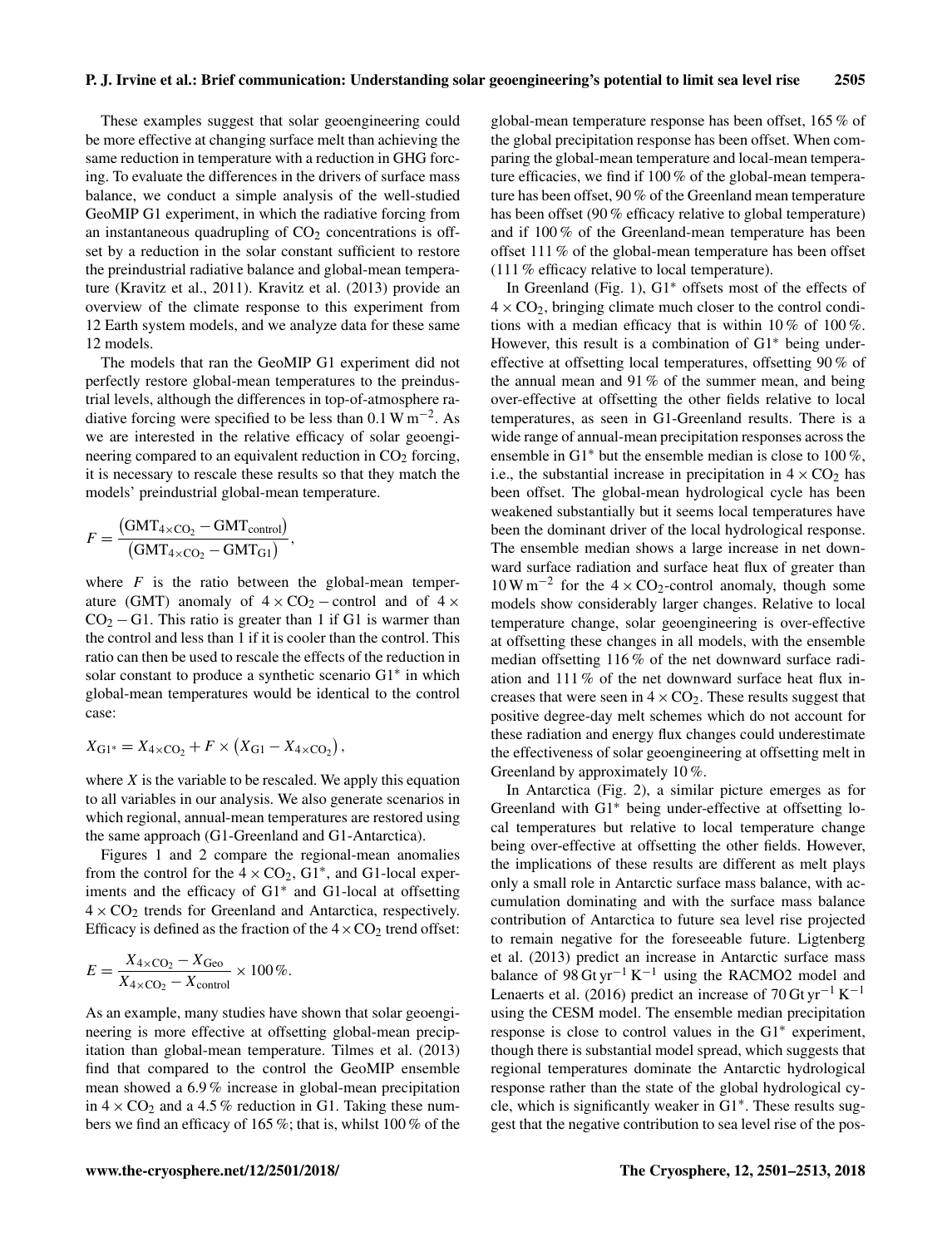These examples suggest that solar geoengineering could be more effective at changing surface melt than achieving the same reduction in temperature with a reduction in GHG forcing. To evaluate the differences in the drivers of surface mass balance, we conduct a simple analysis of the well-studied GeoMIP G1 experiment, in which the radiative forcing from an instantaneous quadrupling of $CO_2$ concentrations is offset by a reduction in the solar constant sufficient to restore the preindustrial radiative balance and global-mean temperature (Kravitz et al., 2011). Kravitz et al. (2013) provide an overview of the climate response to this experiment from 12 Earth system models, and we analyze data for these same 12 models.

The models that ran the GeoMIP G1 experiment did not perfectly restore global-mean temperatures to the preindustrial levels, although the differences in top-of-atmosphere radiative forcing were specified to be less than $0.1\,\mathrm{W\,m^{-2}}$. As we are interested in the relative efficacy of solar geoengineering compared to an equivalent reduction in $CO_2$ forcing, it is necessary to rescale these results so that they match the models' preindustrial global-mean temperature.

$$F = \frac{\left(\mathrm{GMT}_{4\times\mathrm{CO_2}} - \mathrm{GMT}_{\mathrm{control}}\right)}{\left(\mathrm{GMT}_{4\times\mathrm{CO_2}} - \mathrm{GMT}_{\mathrm{G1}}\right)},$$

where $F$ is the ratio between the global-mean temperature (GMT) anomaly of $4\times CO_2$ − control and of $4\times CO_2$ − G1. This ratio is greater than 1 if G1 is warmer than the control and less than 1 if it is cooler than the control. This ratio can then be used to rescale the effects of the reduction in solar constant to produce a synthetic scenario G1* in which global-mean temperatures would be identical to the control case:

$$X_{\mathrm{G1^*}} = X_{4\times\mathrm{CO_2}} + F \times \left(X_{\mathrm{G1}} - X_{4\times\mathrm{CO_2}}\right),$$

where $X$ is the variable to be rescaled. We apply this equation to all variables in our analysis. We also generate scenarios in which regional, annual-mean temperatures are restored using the same approach (G1-Greenland and G1-Antarctica).

Figures 1 and 2 compare the regional-mean anomalies from the control for the $4\times CO_2$, G1*, and G1-local experiments and the efficacy of G1* and G1-local at offsetting $4\times CO_2$ trends for Greenland and Antarctica, respectively. Efficacy is defined as the fraction of the $4\times CO_2$ trend offset:

$$E = \frac{X_{4\times\mathrm{CO_2}} - X_{\mathrm{Geo}}}{X_{4\times\mathrm{CO_2}} - X_{\mathrm{control}}} \times 100\,\%.$$

As an example, many studies have shown that solar geoengineering is more effective at offsetting global-mean precipitation than global-mean temperature. Tilmes et al. (2013) find that compared to the control the GeoMIP ensemble mean showed a 6.9 % increase in global-mean precipitation in $4\times CO_2$ and a 4.5 % reduction in G1. Taking these numbers we find an efficacy of 165 %; that is, whilst 100 % of the global-mean temperature response has been offset, 165 % of the global precipitation response has been offset. When comparing the global-mean temperature and local-mean temperature efficacies, we find if 100 % of the global-mean temperature has been offset, 90 % of the Greenland mean temperature has been offset (90 % efficacy relative to global temperature) and if 100 % of the Greenland-mean temperature has been offset 111 % of the global-mean temperature has been offset (111 % efficacy relative to local temperature).

In Greenland (Fig. 1), G1* offsets most of the effects of $4\times CO_2$, bringing climate much closer to the control conditions with a median efficacy that is within 10 % of 100 %. However, this result is a combination of G1* being under-effective at offsetting local temperatures, offsetting 90 % of the annual mean and 91 % of the summer mean, and being over-effective at offsetting the other fields relative to local temperatures, as seen in G1-Greenland results. There is a wide range of annual-mean precipitation responses across the ensemble in G1* but the ensemble median is close to 100 %, i.e., the substantial increase in precipitation in $4\times CO_2$ has been offset. The global-mean hydrological cycle has been weakened substantially but it seems local temperatures have been the dominant driver of the local hydrological response. The ensemble median shows a large increase in net downward surface radiation and surface heat flux of greater than $10\,\mathrm{W\,m^{-2}}$ for the $4\times CO_2$-control anomaly, though some models show considerably larger changes. Relative to local temperature change, solar geoengineering is over-effective at offsetting these changes in all models, with the ensemble median offsetting 116 % of the net downward surface radiation and 111 % of the net downward surface heat flux increases that were seen in $4\times CO_2$. These results suggest that positive degree-day melt schemes which do not account for these radiation and energy flux changes could underestimate the effectiveness of solar geoengineering at offsetting melt in Greenland by approximately 10 %.

In Antarctica (Fig. 2), a similar picture emerges as for Greenland with G1* being under-effective at offsetting local temperatures but relative to local temperature change being over-effective at offsetting the other fields. However, the implications of these results are different as melt plays only a small role in Antarctic surface mass balance, with accumulation dominating and with the surface mass balance contribution of Antarctica to future sea level rise projected to remain negative for the foreseeable future. Ligtenberg et al. (2013) predict an increase in Antarctic surface mass balance of $98\,\mathrm{Gt\,yr^{-1}\,K^{-1}}$ using the RACMO2 model and Lenaerts et al. (2016) predict an increase of $70\,\mathrm{Gt\,yr^{-1}\,K^{-1}}$ using the CESM model. The ensemble median precipitation response is close to control values in the G1* experiment, though there is substantial model spread, which suggests that regional temperatures dominate the Antarctic hydrological response rather than the state of the global hydrological cycle, which is significantly weaker in G1*. These results suggest that the negative contribution to sea level rise of the pos-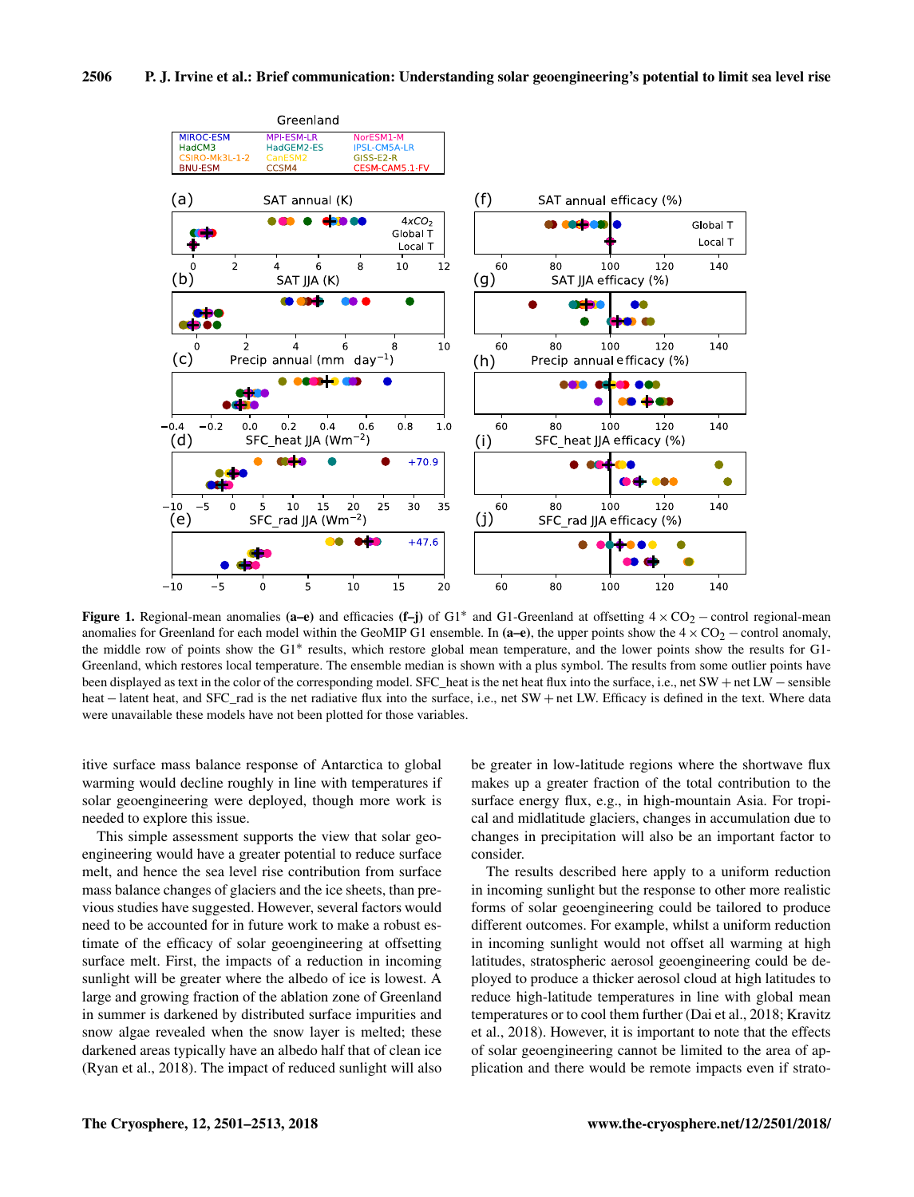Greenland

MIROC-ESM
HadCM3
CSIRO-Mk3L-1-2
BNU-ESM
MPI-ESM-LR
HadGEM2-ES
CanESM2
CCSM4
NorESM1-M
IPSL-CM5A-LR
GISS-E2-R
CESM-CAM5.1-FV

(a) SAT annual (K)

$4xCO_2$
Global T
Local T

0 2 4 6 8 10 12

(b) SAT JJA (K)

0 2 4 6 8 10

(c) Precip annual (mm day$^{-1}$)

−0.4 −0.2 0.0 0.2 0.4 0.6 0.8 1.0

(d) SFC_heat JJA (Wm$^{-2}$)

+70.9

−10 −5 0 5 10 15 20 25 30 35

(e) SFC_rad JJA (Wm$^{-2}$)

+47.6

−10 −5 0 5 10 15 20

(f) SAT annual efficacy (%)

Global T
Local T

60 80 100 120 140

(g) SAT JJA efficacy (%)

60 80 100 120 140

(h) Precip annual efficacy (%)

60 80 100 120 140

(i) SFC_heat JJA efficacy (%)

60 80 100 120 140

(j) SFC_rad JJA efficacy (%)

60 80 100 120 140

**Figure 1.** Regional-mean anomalies **(a–e)** and efficacies **(f–j)** of G1* and G1-Greenland at offsetting $4\times CO_2$ − control regional-mean anomalies for Greenland for each model within the GeoMIP G1 ensemble. In **(a–e)**, the upper points show the $4\times CO_2$ − control anomaly, the middle row of points show the G1* results, which restore global mean temperature, and the lower points show the results for G1-Greenland, which restores local temperature. The ensemble median is shown with a plus symbol. The results from some outlier points have been displayed as text in the color of the corresponding model. SFC_heat is the net heat flux into the surface, i.e., net SW + net LW − sensible heat − latent heat, and SFC_rad is the net radiative flux into the surface, i.e., net SW + net LW. Efficacy is defined in the text. Where data were unavailable these models have not been plotted for those variables.

itive surface mass balance response of Antarctica to global warming would decline roughly in line with temperatures if solar geoengineering were deployed, though more work is needed to explore this issue.

This simple assessment supports the view that solar geoengineering would have a greater potential to reduce surface melt, and hence the sea level rise contribution from surface mass balance changes of glaciers and the ice sheets, than previous studies have suggested. However, several factors would need to be accounted for in future work to make a robust estimate of the efficacy of solar geoengineering at offsetting surface melt. First, the impacts of a reduction in incoming sunlight will be greater where the albedo of ice is lowest. A large and growing fraction of the ablation zone of Greenland in summer is darkened by distributed surface impurities and snow algae revealed when the snow layer is melted; these darkened areas typically have an albedo half that of clean ice (Ryan et al., 2018). The impact of reduced sunlight will also be greater in low-latitude regions where the shortwave flux makes up a greater fraction of the total contribution to the surface energy flux, e.g., in high-mountain Asia. For tropical and midlatitude glaciers, changes in accumulation due to changes in precipitation will also be an important factor to consider.

The results described here apply to a uniform reduction in incoming sunlight but the response to other more realistic forms of solar geoengineering could be tailored to produce different outcomes. For example, whilst a uniform reduction in incoming sunlight would not offset all warming at high latitudes, stratospheric aerosol geoengineering could be deployed to produce a thicker aerosol cloud at high latitudes to reduce high-latitude temperatures in line with global mean temperatures or to cool them further (Dai et al., 2018; Kravitz et al., 2018). However, it is important to note that the effects of solar geoengineering cannot be limited to the area of application and there would be remote impacts even if strato-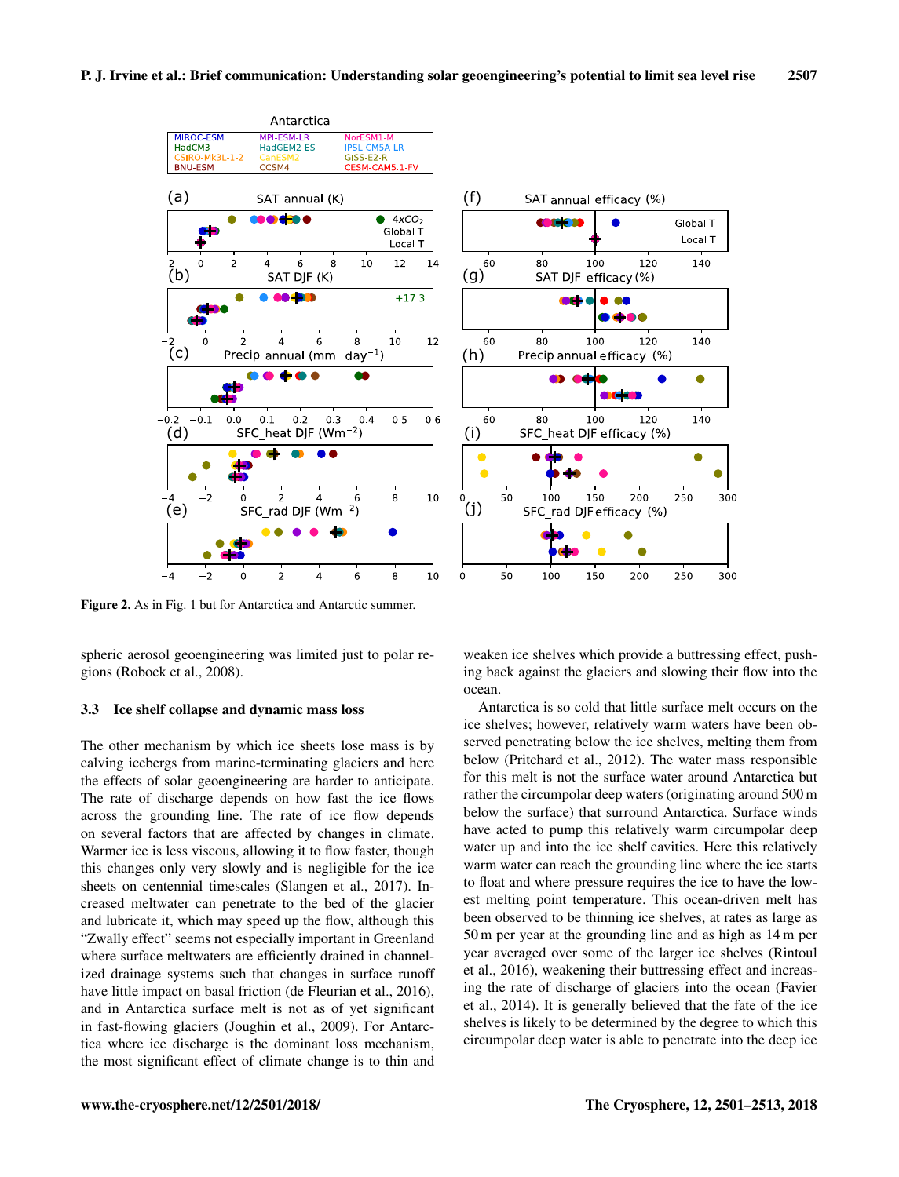Figure 2. As in Fig. 1 but for Antarctica and Antarctic summer.

spheric aerosol geoengineering was limited just to polar regions (Robock et al., 2008).

### 3.3 Ice shelf collapse and dynamic mass loss

The other mechanism by which ice sheets lose mass is by calving icebergs from marine-terminating glaciers and here the effects of solar geoengineering are harder to anticipate. The rate of discharge depends on how fast the ice flows across the grounding line. The rate of ice flow depends on several factors that are affected by changes in climate. Warmer ice is less viscous, allowing it to flow faster, though this changes only very slowly and is negligible for the ice sheets on centennial timescales (Slangen et al., 2017). Increased meltwater can penetrate to the bed of the glacier and lubricate it, which may speed up the flow, although this "Zwally effect" seems not especially important in Greenland where surface meltwaters are efficiently drained in channelized drainage systems such that changes in surface runoff have little impact on basal friction (de Fleurian et al., 2016), and in Antarctica surface melt is not as of yet significant in fast-flowing glaciers (Joughin et al., 2009). For Antarctica where ice discharge is the dominant loss mechanism, the most significant effect of climate change is to thin and weaken ice shelves which provide a buttressing effect, pushing back against the glaciers and slowing their flow into the ocean.

Antarctica is so cold that little surface melt occurs on the ice shelves; however, relatively warm waters have been observed penetrating below the ice shelves, melting them from below (Pritchard et al., 2012). The water mass responsible for this melt is not the surface water around Antarctica but rather the circumpolar deep waters (originating around 500 m below the surface) that surround Antarctica. Surface winds have acted to pump this relatively warm circumpolar deep water up and into the ice shelf cavities. Here this relatively warm water can reach the grounding line where the ice starts to float and where pressure requires the ice to have the lowest melting point temperature. This ocean-driven melt has been observed to be thinning ice shelves, at rates as large as 50 m per year at the grounding line and as high as 14 m per year averaged over some of the larger ice shelves (Rintoul et al., 2016), weakening their buttressing effect and increasing the rate of discharge of glaciers into the ocean (Favier et al., 2014). It is generally believed that the fate of the ice shelves is likely to be determined by the degree to which this circumpolar deep water is able to penetrate into the deep ice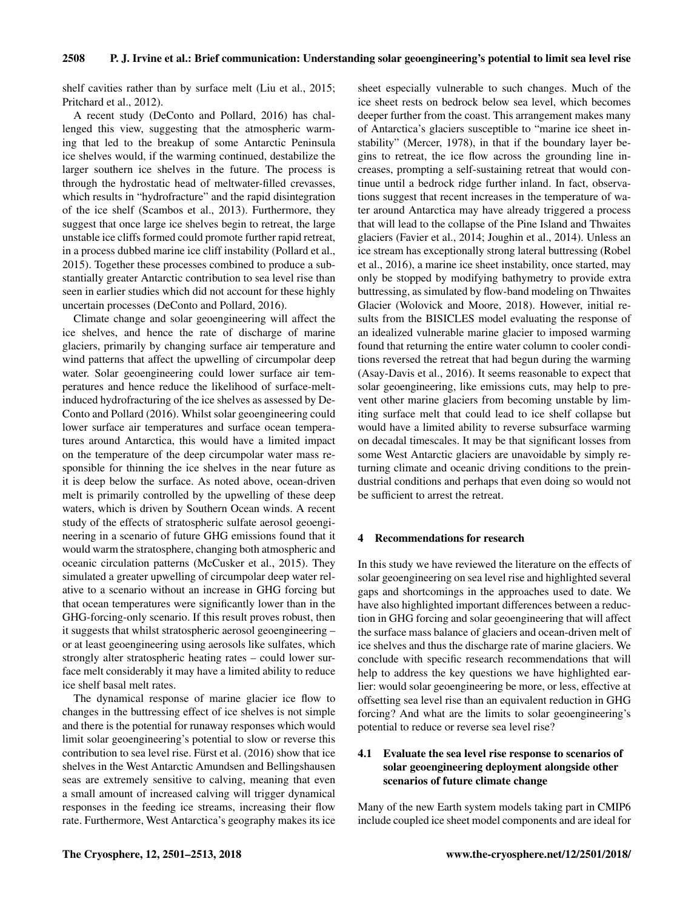shelf cavities rather than by surface melt (Liu et al., 2015; Pritchard et al., 2012).

A recent study (DeConto and Pollard, 2016) has challenged this view, suggesting that the atmospheric warming that led to the breakup of some Antarctic Peninsula ice shelves would, if the warming continued, destabilize the larger southern ice shelves in the future. The process is through the hydrostatic head of meltwater-filled crevasses, which results in "hydrofracture" and the rapid disintegration of the ice shelf (Scambos et al., 2013). Furthermore, they suggest that once large ice shelves begin to retreat, the large unstable ice cliffs formed could promote further rapid retreat, in a process dubbed marine ice cliff instability (Pollard et al., 2015). Together these processes combined to produce a substantially greater Antarctic contribution to sea level rise than seen in earlier studies which did not account for these highly uncertain processes (DeConto and Pollard, 2016).

Climate change and solar geoengineering will affect the ice shelves, and hence the rate of discharge of marine glaciers, primarily by changing surface air temperature and wind patterns that affect the upwelling of circumpolar deep water. Solar geoengineering could lower surface air temperatures and hence reduce the likelihood of surface-melt-induced hydrofracturing of the ice shelves as assessed by DeConto and Pollard (2016). Whilst solar geoengineering could lower surface air temperatures and surface ocean temperatures around Antarctica, this would have a limited impact on the temperature of the deep circumpolar water mass responsible for thinning the ice shelves in the near future as it is deep below the surface. As noted above, ocean-driven melt is primarily controlled by the upwelling of these deep waters, which is driven by Southern Ocean winds. A recent study of the effects of stratospheric sulfate aerosol geoengineering in a scenario of future GHG emissions found that it would warm the stratosphere, changing both atmospheric and oceanic circulation patterns (McCusker et al., 2015). They simulated a greater upwelling of circumpolar deep water relative to a scenario without an increase in GHG forcing but that ocean temperatures were significantly lower than in the GHG-forcing-only scenario. If this result proves robust, then it suggests that whilst stratospheric aerosol geoengineering – or at least geoengineering using aerosols like sulfates, which strongly alter stratospheric heating rates – could lower surface melt considerably it may have a limited ability to reduce ice shelf basal melt rates.

The dynamical response of marine glacier ice flow to changes in the buttressing effect of ice shelves is not simple and there is the potential for runaway responses which would limit solar geoengineering's potential to slow or reverse this contribution to sea level rise. Fürst et al. (2016) show that ice shelves in the West Antarctic Amundsen and Bellingshausen seas are extremely sensitive to calving, meaning that even a small amount of increased calving will trigger dynamical responses in the feeding ice streams, increasing their flow rate. Furthermore, West Antarctica's geography makes its ice sheet especially vulnerable to such changes. Much of the ice sheet rests on bedrock below sea level, which becomes deeper further from the coast. This arrangement makes many of Antarctica's glaciers susceptible to "marine ice sheet instability" (Mercer, 1978), in that if the boundary layer begins to retreat, the ice flow across the grounding line increases, prompting a self-sustaining retreat that would continue until a bedrock ridge further inland. In fact, observations suggest that recent increases in the temperature of water around Antarctica may have already triggered a process that will lead to the collapse of the Pine Island and Thwaites glaciers (Favier et al., 2014; Joughin et al., 2014). Unless an ice stream has exceptionally strong lateral buttressing (Robel et al., 2016), a marine ice sheet instability, once started, may only be stopped by modifying bathymetry to provide extra buttressing, as simulated by flow-band modeling on Thwaites Glacier (Wolovick and Moore, 2018). However, initial results from the BISICLES model evaluating the response of an idealized vulnerable marine glacier to imposed warming found that returning the entire water column to cooler conditions reversed the retreat that had begun during the warming (Asay-Davis et al., 2016). It seems reasonable to expect that solar geoengineering, like emissions cuts, may help to prevent other marine glaciers from becoming unstable by limiting surface melt that could lead to ice shelf collapse but would have a limited ability to reverse subsurface warming on decadal timescales. It may be that significant losses from some West Antarctic glaciers are unavoidable by simply returning climate and oceanic driving conditions to the preindustrial conditions and perhaps that even doing so would not be sufficient to arrest the retreat.

## 4 Recommendations for research

In this study we have reviewed the literature on the effects of solar geoengineering on sea level rise and highlighted several gaps and shortcomings in the approaches used to date. We have also highlighted important differences between a reduction in GHG forcing and solar geoengineering that will affect the surface mass balance of glaciers and ocean-driven melt of ice shelves and thus the discharge rate of marine glaciers. We conclude with specific research recommendations that will help to address the key questions we have highlighted earlier: would solar geoengineering be more, or less, effective at offsetting sea level rise than an equivalent reduction in GHG forcing? And what are the limits to solar geoengineering's potential to reduce or reverse sea level rise?

### 4.1 Evaluate the sea level rise response to scenarios of solar geoengineering deployment alongside other scenarios of future climate change

Many of the new Earth system models taking part in CMIP6 include coupled ice sheet model components and are ideal for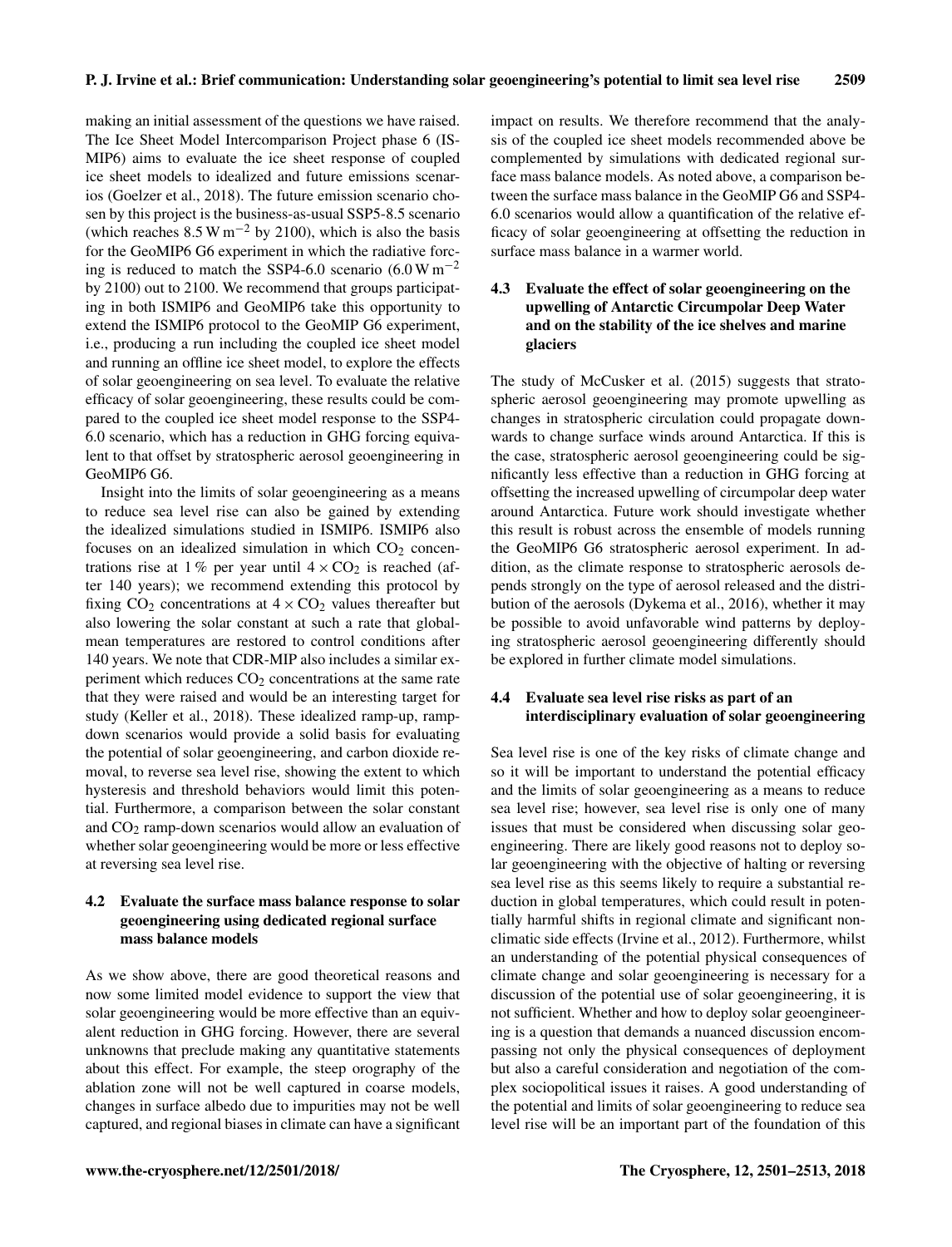making an initial assessment of the questions we have raised. The Ice Sheet Model Intercomparison Project phase 6 (ISMIP6) aims to evaluate the ice sheet response of coupled ice sheet models to idealized and future emissions scenarios (Goelzer et al., 2018). The future emission scenario chosen by this project is the business-as-usual SSP5-8.5 scenario (which reaches $8.5\,\mathrm{W\,m^{-2}}$ by 2100), which is also the basis for the GeoMIP6 G6 experiment in which the radiative forcing is reduced to match the SSP4-6.0 scenario ($6.0\,\mathrm{W\,m^{-2}}$ by 2100) out to 2100. We recommend that groups participating in both ISMIP6 and GeoMIP6 take this opportunity to extend the ISMIP6 protocol to the GeoMIP G6 experiment, i.e., producing a run including the coupled ice sheet model and running an offline ice sheet model, to explore the effects of solar geoengineering on sea level. To evaluate the relative efficacy of solar geoengineering, these results could be compared to the coupled ice sheet model response to the SSP4-6.0 scenario, which has a reduction in GHG forcing equivalent to that offset by stratospheric aerosol geoengineering in GeoMIP6 G6.

Insight into the limits of solar geoengineering as a means to reduce sea level rise can also be gained by extending the idealized simulations studied in ISMIP6. ISMIP6 also focuses on an idealized simulation in which $CO_2$ concentrations rise at 1 % per year until $4\times CO_2$ is reached (after 140 years); we recommend extending this protocol by fixing $CO_2$ concentrations at $4\times CO_2$ values thereafter but also lowering the solar constant at such a rate that global-mean temperatures are restored to control conditions after 140 years. We note that CDR-MIP also includes a similar experiment which reduces $CO_2$ concentrations at the same rate that they were raised and would be an interesting target for study (Keller et al., 2018). These idealized ramp-up, ramp-down scenarios would provide a solid basis for evaluating the potential of solar geoengineering, and carbon dioxide removal, to reverse sea level rise, showing the extent to which hysteresis and threshold behaviors would limit this potential. Furthermore, a comparison between the solar constant and $CO_2$ ramp-down scenarios would allow an evaluation of whether solar geoengineering would be more or less effective at reversing sea level rise.

### 4.2 Evaluate the surface mass balance response to solar geoengineering using dedicated regional surface mass balance models

As we show above, there are good theoretical reasons and now some limited model evidence to support the view that solar geoengineering would be more effective than an equivalent reduction in GHG forcing. However, there are several unknowns that preclude making any quantitative statements about this effect. For example, the steep orography of the ablation zone will not be well captured in coarse models, changes in surface albedo due to impurities may not be well captured, and regional biases in climate can have a significant impact on results. We therefore recommend that the analysis of the coupled ice sheet models recommended above be complemented by simulations with dedicated regional surface mass balance models. As noted above, a comparison between the surface mass balance in the GeoMIP G6 and SSP4-6.0 scenarios would allow a quantification of the relative efficacy of solar geoengineering at offsetting the reduction in surface mass balance in a warmer world.

### 4.3 Evaluate the effect of solar geoengineering on the upwelling of Antarctic Circumpolar Deep Water and on the stability of the ice shelves and marine glaciers

The study of McCusker et al. (2015) suggests that stratospheric aerosol geoengineering may promote upwelling as changes in stratospheric circulation could propagate downwards to change surface winds around Antarctica. If this is the case, stratospheric aerosol geoengineering could be significantly less effective than a reduction in GHG forcing at offsetting the increased upwelling of circumpolar deep water around Antarctica. Future work should investigate whether this result is robust across the ensemble of models running the GeoMIP6 G6 stratospheric aerosol experiment. In addition, as the climate response to stratospheric aerosols depends strongly on the type of aerosol released and the distribution of the aerosols (Dykema et al., 2016), whether it may be possible to avoid unfavorable wind patterns by deploying stratospheric aerosol geoengineering differently should be explored in further climate model simulations.

### 4.4 Evaluate sea level rise risks as part of an interdisciplinary evaluation of solar geoengineering

Sea level rise is one of the key risks of climate change and so it will be important to understand the potential efficacy and the limits of solar geoengineering as a means to reduce sea level rise; however, sea level rise is only one of many issues that must be considered when discussing solar geoengineering. There are likely good reasons not to deploy solar geoengineering with the objective of halting or reversing sea level rise as this seems likely to require a substantial reduction in global temperatures, which could result in potentially harmful shifts in regional climate and significant non-climatic side effects (Irvine et al., 2012). Furthermore, whilst an understanding of the potential physical consequences of climate change and solar geoengineering is necessary for a discussion of the potential use of solar geoengineering, it is not sufficient. Whether and how to deploy solar geoengineering is a question that demands a nuanced discussion encompassing not only the physical consequences of deployment but also a careful consideration and negotiation of the complex sociopolitical issues it raises. A good understanding of the potential and limits of solar geoengineering to reduce sea level rise will be an important part of the foundation of this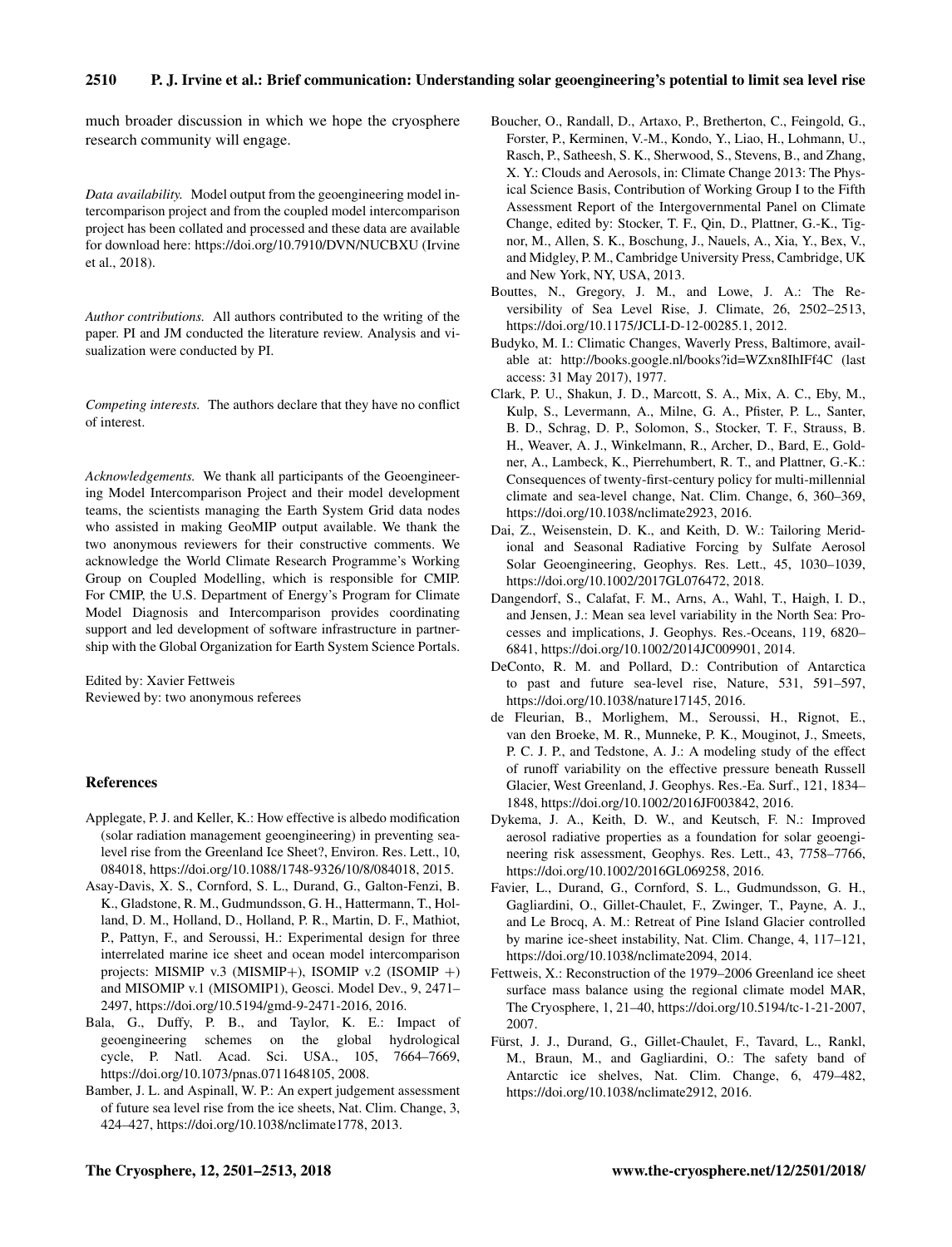much broader discussion in which we hope the cryosphere research community will engage.

*Data availability.* Model output from the geoengineering model intercomparison project and from the coupled model intercomparison project has been collated and processed and these data are available for download here: https://doi.org/10.7910/DVN/NUCBXU (Irvine et al., 2018).

*Author contributions.* All authors contributed to the writing of the paper. PI and JM conducted the literature review. Analysis and visualization were conducted by PI.

*Competing interests.* The authors declare that they have no conflict of interest.

*Acknowledgements.* We thank all participants of the Geoengineering Model Intercomparison Project and their model development teams, the scientists managing the Earth System Grid data nodes who assisted in making GeoMIP output available. We thank the two anonymous reviewers for their constructive comments. We acknowledge the World Climate Research Programme's Working Group on Coupled Modelling, which is responsible for CMIP. For CMIP, the U.S. Department of Energy's Program for Climate Model Diagnosis and Intercomparison provides coordinating support and led development of software infrastructure in partnership with the Global Organization for Earth System Science Portals.

Edited by: Xavier Fettweis
Reviewed by: two anonymous referees

## References

Applegate, P. J. and Keller, K.: How effective is albedo modification (solar radiation management geoengineering) in preventing sea-level rise from the Greenland Ice Sheet?, Environ. Res. Lett., 10, 084018, https://doi.org/10.1088/1748-9326/10/8/084018, 2015.

Asay-Davis, X. S., Cornford, S. L., Durand, G., Galton-Fenzi, B. K., Gladstone, R. M., Gudmundsson, G. H., Hattermann, T., Holland, D. M., Holland, D., Holland, P. R., Martin, D. F., Mathiot, P., Pattyn, F., and Seroussi, H.: Experimental design for three interrelated marine ice sheet and ocean model intercomparison projects: MISMIP v.3 (MISMIP+), ISOMIP v.2 (ISOMIP +) and MISOMIP v.1 (MISOMIP1), Geosci. Model Dev., 9, 2471–2497, https://doi.org/10.5194/gmd-9-2471-2016, 2016.

Bala, G., Duffy, P. B., and Taylor, K. E.: Impact of geoengineering schemes on the global hydrological cycle, P. Natl. Acad. Sci. USA., 105, 7664–7669, https://doi.org/10.1073/pnas.0711648105, 2008.

Bamber, J. L. and Aspinall, W. P.: An expert judgement assessment of future sea level rise from the ice sheets, Nat. Clim. Change, 3, 424–427, https://doi.org/10.1038/nclimate1778, 2013.

Boucher, O., Randall, D., Artaxo, P., Bretherton, C., Feingold, G., Forster, P., Kerminen, V.-M., Kondo, Y., Liao, H., Lohmann, U., Rasch, P., Satheesh, S. K., Sherwood, S., Stevens, B., and Zhang, X. Y.: Clouds and Aerosols, in: Climate Change 2013: The Physical Science Basis, Contribution of Working Group I to the Fifth Assessment Report of the Intergovernmental Panel on Climate Change, edited by: Stocker, T. F., Qin, D., Plattner, G.-K., Tignor, M., Allen, S. K., Boschung, J., Nauels, A., Xia, Y., Bex, V., and Midgley, P. M., Cambridge University Press, Cambridge, UK and New York, NY, USA, 2013.

Bouttes, N., Gregory, J. M., and Lowe, J. A.: The Reversibility of Sea Level Rise, J. Climate, 26, 2502–2513, https://doi.org/10.1175/JCLI-D-12-00285.1, 2012.

Budyko, M. I.: Climatic Changes, Waverly Press, Baltimore, available at: http://books.google.nl/books?id=WZxn8IhIFf4C (last access: 31 May 2017), 1977.

Clark, P. U., Shakun, J. D., Marcott, S. A., Mix, A. C., Eby, M., Kulp, S., Levermann, A., Milne, G. A., Pfister, P. L., Santer, B. D., Schrag, D. P., Solomon, S., Stocker, T. F., Strauss, B. H., Weaver, A. J., Winkelmann, R., Archer, D., Bard, E., Goldner, A., Lambeck, K., Pierrehumbert, R. T., and Plattner, G.-K.: Consequences of twenty-first-century policy for multi-millennial climate and sea-level change, Nat. Clim. Change, 6, 360–369, https://doi.org/10.1038/nclimate2923, 2016.

Dai, Z., Weisenstein, D. K., and Keith, D. W.: Tailoring Meridional and Seasonal Radiative Forcing by Sulfate Aerosol Solar Geoengineering, Geophys. Res. Lett., 45, 1030–1039, https://doi.org/10.1002/2017GL076472, 2018.

Dangendorf, S., Calafat, F. M., Arns, A., Wahl, T., Haigh, I. D., and Jensen, J.: Mean sea level variability in the North Sea: Processes and implications, J. Geophys. Res.-Oceans, 119, 6820–6841, https://doi.org/10.1002/2014JC009901, 2014.

DeConto, R. M. and Pollard, D.: Contribution of Antarctica to past and future sea-level rise, Nature, 531, 591–597, https://doi.org/10.1038/nature17145, 2016.

de Fleurian, B., Morlighem, M., Seroussi, H., Rignot, E., van den Broeke, M. R., Munneke, P. K., Mouginot, J., Smeets, P. C. J. P., and Tedstone, A. J.: A modeling study of the effect of runoff variability on the effective pressure beneath Russell Glacier, West Greenland, J. Geophys. Res.-Ea. Surf., 121, 1834–1848, https://doi.org/10.1002/2016JF003842, 2016.

Dykema, J. A., Keith, D. W., and Keutsch, F. N.: Improved aerosol radiative properties as a foundation for solar geoengineering risk assessment, Geophys. Res. Lett., 43, 7758–7766, https://doi.org/10.1002/2016GL069258, 2016.

Favier, L., Durand, G., Cornford, S. L., Gudmundsson, G. H., Gagliardini, O., Gillet-Chaulet, F., Zwinger, T., Payne, A. J., and Le Brocq, A. M.: Retreat of Pine Island Glacier controlled by marine ice-sheet instability, Nat. Clim. Change, 4, 117–121, https://doi.org/10.1038/nclimate2094, 2014.

Fettweis, X.: Reconstruction of the 1979–2006 Greenland ice sheet surface mass balance using the regional climate model MAR, The Cryosphere, 1, 21–40, https://doi.org/10.5194/tc-1-21-2007, 2007.

Fürst, J. J., Durand, G., Gillet-Chaulet, F., Tavard, L., Rankl, M., Braun, M., and Gagliardini, O.: The safety band of Antarctic ice shelves, Nat. Clim. Change, 6, 479–482, https://doi.org/10.1038/nclimate2912, 2016.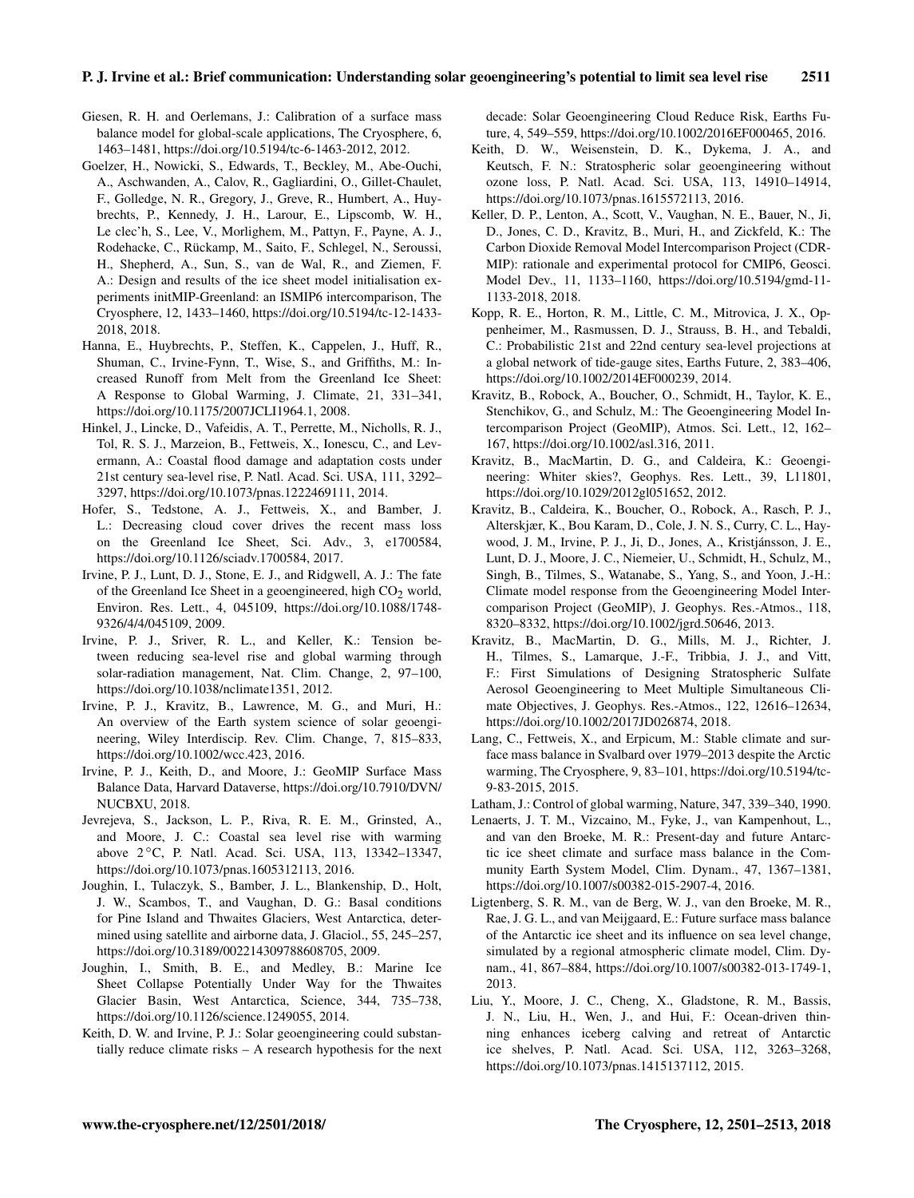Giesen, R. H. and Oerlemans, J.: Calibration of a surface mass balance model for global-scale applications, The Cryosphere, 6, 1463–1481, https://doi.org/10.5194/tc-6-1463-2012, 2012.

Goelzer, H., Nowicki, S., Edwards, T., Beckley, M., Abe-Ouchi, A., Aschwanden, A., Calov, R., Gagliardini, O., Gillet-Chaulet, F., Golledge, N. R., Gregory, J., Greve, R., Humbert, A., Huybrechts, P., Kennedy, J. H., Larour, E., Lipscomb, W. H., Le clec'h, S., Lee, V., Morlighem, M., Pattyn, F., Payne, A. J., Rodehacke, C., Rückamp, M., Saito, F., Schlegel, N., Seroussi, H., Shepherd, A., Sun, S., van de Wal, R., and Ziemen, F. A.: Design and results of the ice sheet model initialisation experiments initMIP-Greenland: an ISMIP6 intercomparison, The Cryosphere, 12, 1433–1460, https://doi.org/10.5194/tc-12-1433-2018, 2018.

Hanna, E., Huybrechts, P., Steffen, K., Cappelen, J., Huff, R., Shuman, C., Irvine-Fynn, T., Wise, S., and Griffiths, M.: Increased Runoff from Melt from the Greenland Ice Sheet: A Response to Global Warming, J. Climate, 21, 331–341, https://doi.org/10.1175/2007JCLI1964.1, 2008.

Hinkel, J., Lincke, D., Vafeidis, A. T., Perrette, M., Nicholls, R. J., Tol, R. S. J., Marzeion, B., Fettweis, X., Ionescu, C., and Levermann, A.: Coastal flood damage and adaptation costs under 21st century sea-level rise, P. Natl. Acad. Sci. USA, 111, 3292–3297, https://doi.org/10.1073/pnas.1222469111, 2014.

Hofer, S., Tedstone, A. J., Fettweis, X., and Bamber, J. L.: Decreasing cloud cover drives the recent mass loss on the Greenland Ice Sheet, Sci. Adv., 3, e1700584, https://doi.org/10.1126/sciadv.1700584, 2017.

Irvine, P. J., Lunt, D. J., Stone, E. J., and Ridgwell, A. J.: The fate of the Greenland Ice Sheet in a geoengineered, high $CO_2$ world, Environ. Res. Lett., 4, 045109, https://doi.org/10.1088/1748-9326/4/4/045109, 2009.

Irvine, P. J., Sriver, R. L., and Keller, K.: Tension between reducing sea-level rise and global warming through solar-radiation management, Nat. Clim. Change, 2, 97–100, https://doi.org/10.1038/nclimate1351, 2012.

Irvine, P. J., Kravitz, B., Lawrence, M. G., and Muri, H.: An overview of the Earth system science of solar geoengineering, Wiley Interdiscip. Rev. Clim. Change, 7, 815–833, https://doi.org/10.1002/wcc.423, 2016.

Irvine, P. J., Keith, D., and Moore, J.: GeoMIP Surface Mass Balance Data, Harvard Dataverse, https://doi.org/10.7910/DVN/NUCBXU, 2018.

Jevrejeva, S., Jackson, L. P., Riva, R. E. M., Grinsted, A., and Moore, J. C.: Coastal sea level rise with warming above 2 °C, P. Natl. Acad. Sci. USA, 113, 13342–13347, https://doi.org/10.1073/pnas.1605312113, 2016.

Joughin, I., Tulaczyk, S., Bamber, J. L., Blankenship, D., Holt, J. W., Scambos, T., and Vaughan, D. G.: Basal conditions for Pine Island and Thwaites Glaciers, West Antarctica, determined using satellite and airborne data, J. Glaciol., 55, 245–257, https://doi.org/10.3189/002214309788608705, 2009.

Joughin, I., Smith, B. E., and Medley, B.: Marine Ice Sheet Collapse Potentially Under Way for the Thwaites Glacier Basin, West Antarctica, Science, 344, 735–738, https://doi.org/10.1126/science.1249055, 2014.

Keith, D. W. and Irvine, P. J.: Solar geoengineering could substantially reduce climate risks – A research hypothesis for the next decade: Solar Geoengineering Cloud Reduce Risk, Earths Future, 4, 549–559, https://doi.org/10.1002/2016EF000465, 2016.

Keith, D. W., Weisenstein, D. K., Dykema, J. A., and Keutsch, F. N.: Stratospheric solar geoengineering without ozone loss, P. Natl. Acad. Sci. USA, 113, 14910–14914, https://doi.org/10.1073/pnas.1615572113, 2016.

Keller, D. P., Lenton, A., Scott, V., Vaughan, N. E., Bauer, N., Ji, D., Jones, C. D., Kravitz, B., Muri, H., and Zickfeld, K.: The Carbon Dioxide Removal Model Intercomparison Project (CDR-MIP): rationale and experimental protocol for CMIP6, Geosci. Model Dev., 11, 1133–1160, https://doi.org/10.5194/gmd-11-1133-2018, 2018.

Kopp, R. E., Horton, R. M., Little, C. M., Mitrovica, J. X., Oppenheimer, M., Rasmussen, D. J., Strauss, B. H., and Tebaldi, C.: Probabilistic 21st and 22nd century sea-level projections at a global network of tide-gauge sites, Earths Future, 2, 383–406, https://doi.org/10.1002/2014EF000239, 2014.

Kravitz, B., Robock, A., Boucher, O., Schmidt, H., Taylor, K. E., Stenchikov, G., and Schulz, M.: The Geoengineering Model Intercomparison Project (GeoMIP), Atmos. Sci. Lett., 12, 162–167, https://doi.org/10.1002/asl.316, 2011.

Kravitz, B., MacMartin, D. G., and Caldeira, K.: Geoengineering: Whiter skies?, Geophys. Res. Lett., 39, L11801, https://doi.org/10.1029/2012gl051652, 2012.

Kravitz, B., Caldeira, K., Boucher, O., Robock, A., Rasch, P. J., Alterskjær, K., Bou Karam, D., Cole, J. N. S., Curry, C. L., Haywood, J. M., Irvine, P. J., Ji, D., Jones, A., Kristjánsson, J. E., Lunt, D. J., Moore, J. C., Niemeier, U., Schmidt, H., Schulz, M., Singh, B., Tilmes, S., Watanabe, S., Yang, S., and Yoon, J.-H.: Climate model response from the Geoengineering Model Intercomparison Project (GeoMIP), J. Geophys. Res.-Atmos., 118, 8320–8332, https://doi.org/10.1002/jgrd.50646, 2013.

Kravitz, B., MacMartin, D. G., Mills, M. J., Richter, J. H., Tilmes, S., Lamarque, J.-F., Tribbia, J. J., and Vitt, F.: First Simulations of Designing Stratospheric Sulfate Aerosol Geoengineering to Meet Multiple Simultaneous Climate Objectives, J. Geophys. Res.-Atmos., 122, 12616–12634, https://doi.org/10.1002/2017JD026874, 2018.

Lang, C., Fettweis, X., and Erpicum, M.: Stable climate and surface mass balance in Svalbard over 1979–2013 despite the Arctic warming, The Cryosphere, 9, 83–101, https://doi.org/10.5194/tc-9-83-2015, 2015.

Latham, J.: Control of global warming, Nature, 347, 339–340, 1990.

Lenaerts, J. T. M., Vizcaino, M., Fyke, J., van Kampenhout, L., and van den Broeke, M. R.: Present-day and future Antarctic ice sheet climate and surface mass balance in the Community Earth System Model, Clim. Dynam., 47, 1367–1381, https://doi.org/10.1007/s00382-015-2907-4, 2016.

Ligtenberg, S. R. M., van de Berg, W. J., van den Broeke, M. R., Rae, J. G. L., and van Meijgaard, E.: Future surface mass balance of the Antarctic ice sheet and its influence on sea level change, simulated by a regional atmospheric climate model, Clim. Dynam., 41, 867–884, https://doi.org/10.1007/s00382-013-1749-1, 2013.

Liu, Y., Moore, J. C., Cheng, X., Gladstone, R. M., Bassis, J. N., Liu, H., Wen, J., and Hui, F.: Ocean-driven thinning enhances iceberg calving and retreat of Antarctic ice shelves, P. Natl. Acad. Sci. USA, 112, 3263–3268, https://doi.org/10.1073/pnas.1415137112, 2015.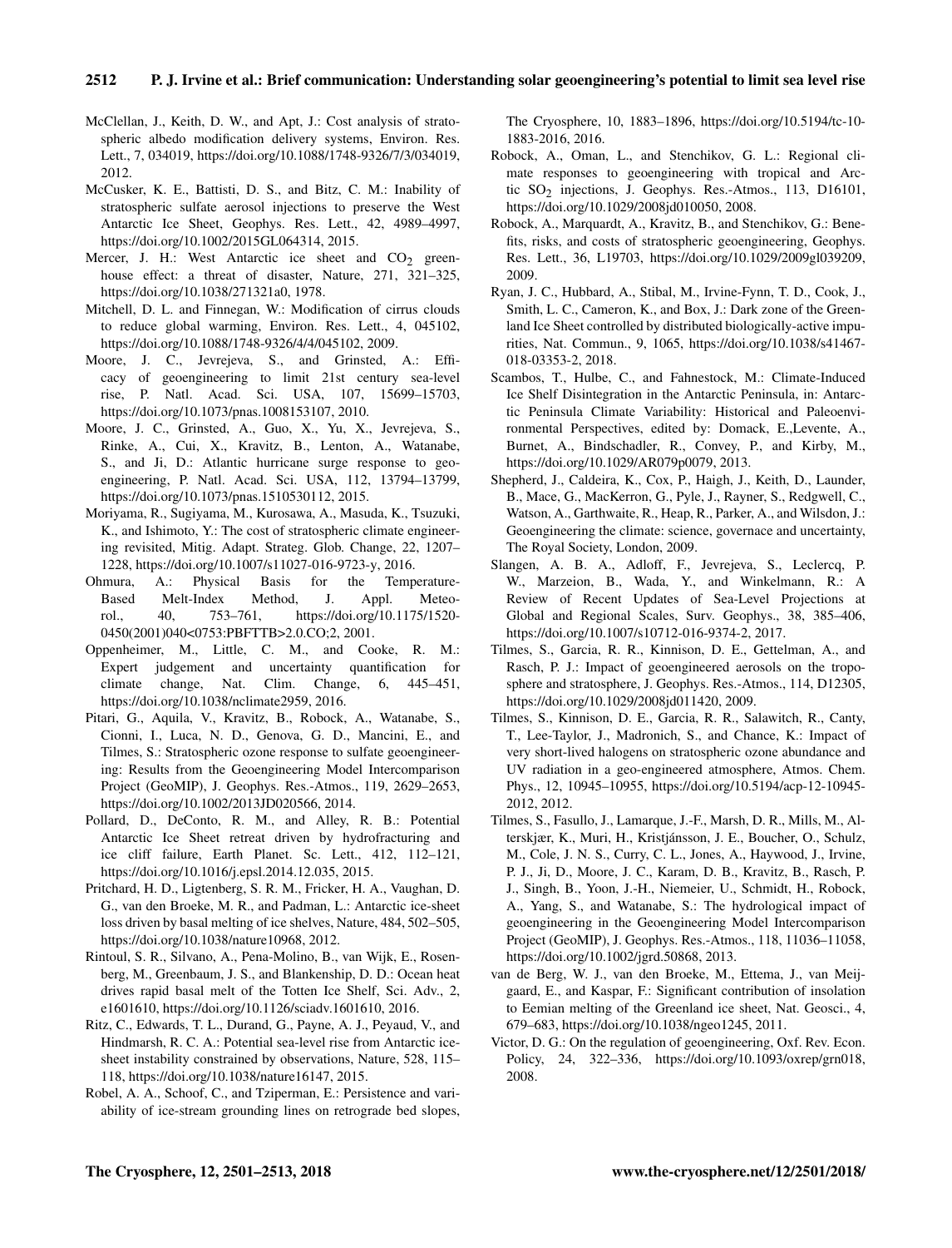McClellan, J., Keith, D. W., and Apt, J.: Cost analysis of stratospheric albedo modification delivery systems, Environ. Res. Lett., 7, 034019, https://doi.org/10.1088/1748-9326/7/3/034019, 2012.

McCusker, K. E., Battisti, D. S., and Bitz, C. M.: Inability of stratospheric sulfate aerosol injections to preserve the West Antarctic Ice Sheet, Geophys. Res. Lett., 42, 4989–4997, https://doi.org/10.1002/2015GL064314, 2015.

Mercer, J. H.: West Antarctic ice sheet and $CO_2$ greenhouse effect: a threat of disaster, Nature, 271, 321–325, https://doi.org/10.1038/271321a0, 1978.

Mitchell, D. L. and Finnegan, W.: Modification of cirrus clouds to reduce global warming, Environ. Res. Lett., 4, 045102, https://doi.org/10.1088/1748-9326/4/4/045102, 2009.

Moore, J. C., Jevrejeva, S., and Grinsted, A.: Efficacy of geoengineering to limit 21st century sea-level rise, P. Natl. Acad. Sci. USA, 107, 15699–15703, https://doi.org/10.1073/pnas.1008153107, 2010.

Moore, J. C., Grinsted, A., Guo, X., Yu, X., Jevrejeva, S., Rinke, A., Cui, X., Kravitz, B., Lenton, A., Watanabe, S., and Ji, D.: Atlantic hurricane surge response to geoengineering, P. Natl. Acad. Sci. USA, 112, 13794–13799, https://doi.org/10.1073/pnas.1510530112, 2015.

Moriyama, R., Sugiyama, M., Kurosawa, A., Masuda, K., Tsuzuki, K., and Ishimoto, Y.: The cost of stratospheric climate engineering revisited, Mitig. Adapt. Strateg. Glob. Change, 22, 1207–1228, https://doi.org/10.1007/s11027-016-9723-y, 2016.

Ohmura, A.: Physical Basis for the Temperature-Based Melt-Index Method, J. Appl. Meteorol., 40, 753–761, https://doi.org/10.1175/1520-0450(2001)040<0753:PBFTTB>2.0.CO;2, 2001.

Oppenheimer, M., Little, C. M., and Cooke, R. M.: Expert judgement and uncertainty quantification for climate change, Nat. Clim. Change, 6, 445–451, https://doi.org/10.1038/nclimate2959, 2016.

Pitari, G., Aquila, V., Kravitz, B., Robock, A., Watanabe, S., Cionni, I., Luca, N. D., Genova, G. D., Mancini, E., and Tilmes, S.: Stratospheric ozone response to sulfate geoengineering: Results from the Geoengineering Model Intercomparison Project (GeoMIP), J. Geophys. Res.-Atmos., 119, 2629–2653, https://doi.org/10.1002/2013JD020566, 2014.

Pollard, D., DeConto, R. M., and Alley, R. B.: Potential Antarctic Ice Sheet retreat driven by hydrofracturing and ice cliff failure, Earth Planet. Sc. Lett., 412, 112–121, https://doi.org/10.1016/j.epsl.2014.12.035, 2015.

Pritchard, H. D., Ligtenberg, S. R. M., Fricker, H. A., Vaughan, D. G., van den Broeke, M. R., and Padman, L.: Antarctic ice-sheet loss driven by basal melting of ice shelves, Nature, 484, 502–505, https://doi.org/10.1038/nature10968, 2012.

Rintoul, S. R., Silvano, A., Pena-Molino, B., van Wijk, E., Rosenberg, M., Greenbaum, J. S., and Blankenship, D. D.: Ocean heat drives rapid basal melt of the Totten Ice Shelf, Sci. Adv., 2, e1601610, https://doi.org/10.1126/sciadv.1601610, 2016.

Ritz, C., Edwards, T. L., Durand, G., Payne, A. J., Peyaud, V., and Hindmarsh, R. C. A.: Potential sea-level rise from Antarctic ice-sheet instability constrained by observations, Nature, 528, 115–118, https://doi.org/10.1038/nature16147, 2015.

Robel, A. A., Schoof, C., and Tziperman, E.: Persistence and variability of ice-stream grounding lines on retrograde bed slopes, The Cryosphere, 10, 1883–1896, https://doi.org/10.5194/tc-10-1883-2016, 2016.

Robock, A., Oman, L., and Stenchikov, G. L.: Regional climate responses to geoengineering with tropical and Arctic $SO_2$ injections, J. Geophys. Res.-Atmos., 113, D16101, https://doi.org/10.1029/2008jd010050, 2008.

Robock, A., Marquardt, A., Kravitz, B., and Stenchikov, G.: Benefits, risks, and costs of stratospheric geoengineering, Geophys. Res. Lett., 36, L19703, https://doi.org/10.1029/2009gl039209, 2009.

Ryan, J. C., Hubbard, A., Stibal, M., Irvine-Fynn, T. D., Cook, J., Smith, L. C., Cameron, K., and Box, J.: Dark zone of the Greenland Ice Sheet controlled by distributed biologically-active impurities, Nat. Commun., 9, 1065, https://doi.org/10.1038/s41467-018-03353-2, 2018.

Scambos, T., Hulbe, C., and Fahnestock, M.: Climate-Induced Ice Shelf Disintegration in the Antarctic Peninsula, in: Antarctic Peninsula Climate Variability: Historical and Paleoenvironmental Perspectives, edited by: Domack, E.,Levente, A., Burnet, A., Bindschadler, R., Convey, P., and Kirby, M., https://doi.org/10.1029/AR079p0079, 2013.

Shepherd, J., Caldeira, K., Cox, P., Haigh, J., Keith, D., Launder, B., Mace, G., MacKerron, G., Pyle, J., Rayner, S., Redgwell, C., Watson, A., Garthwaite, R., Heap, R., Parker, A., and Wilsdon, J.: Geoengineering the climate: science, governace and uncertainty, The Royal Society, London, 2009.

Slangen, A. B. A., Adloff, F., Jevrejeva, S., Leclercq, P. W., Marzeion, B., Wada, Y., and Winkelmann, R.: A Review of Recent Updates of Sea-Level Projections at Global and Regional Scales, Surv. Geophys., 38, 385–406, https://doi.org/10.1007/s10712-016-9374-2, 2017.

Tilmes, S., Garcia, R. R., Kinnison, D. E., Gettelman, A., and Rasch, P. J.: Impact of geoengineered aerosols on the troposphere and stratosphere, J. Geophys. Res.-Atmos., 114, D12305, https://doi.org/10.1029/2008jd011420, 2009.

Tilmes, S., Kinnison, D. E., Garcia, R. R., Salawitch, R., Canty, T., Lee-Taylor, J., Madronich, S., and Chance, K.: Impact of very short-lived halogens on stratospheric ozone abundance and UV radiation in a geo-engineered atmosphere, Atmos. Chem. Phys., 12, 10945–10955, https://doi.org/10.5194/acp-12-10945-2012, 2012.

Tilmes, S., Fasullo, J., Lamarque, J.-F., Marsh, D. R., Mills, M., Alterskjær, K., Muri, H., Kristjánsson, J. E., Boucher, O., Schulz, M., Cole, J. N. S., Curry, C. L., Jones, A., Haywood, J., Irvine, P. J., Ji, D., Moore, J. C., Karam, D. B., Kravitz, B., Rasch, P. J., Singh, B., Yoon, J.-H., Niemeier, U., Schmidt, H., Robock, A., Yang, S., and Watanabe, S.: The hydrological impact of geoengineering in the Geoengineering Model Intercomparison Project (GeoMIP), J. Geophys. Res.-Atmos., 118, 11036–11058, https://doi.org/10.1002/jgrd.50868, 2013.

van de Berg, W. J., van den Broeke, M., Ettema, J., van Meijgaard, E., and Kaspar, F.: Significant contribution of insolation to Eemian melting of the Greenland ice sheet, Nat. Geosci., 4, 679–683, https://doi.org/10.1038/ngeo1245, 2011.

Victor, D. G.: On the regulation of geoengineering, Oxf. Rev. Econ. Policy, 24, 322–336, https://doi.org/10.1093/oxrep/grn018, 2008.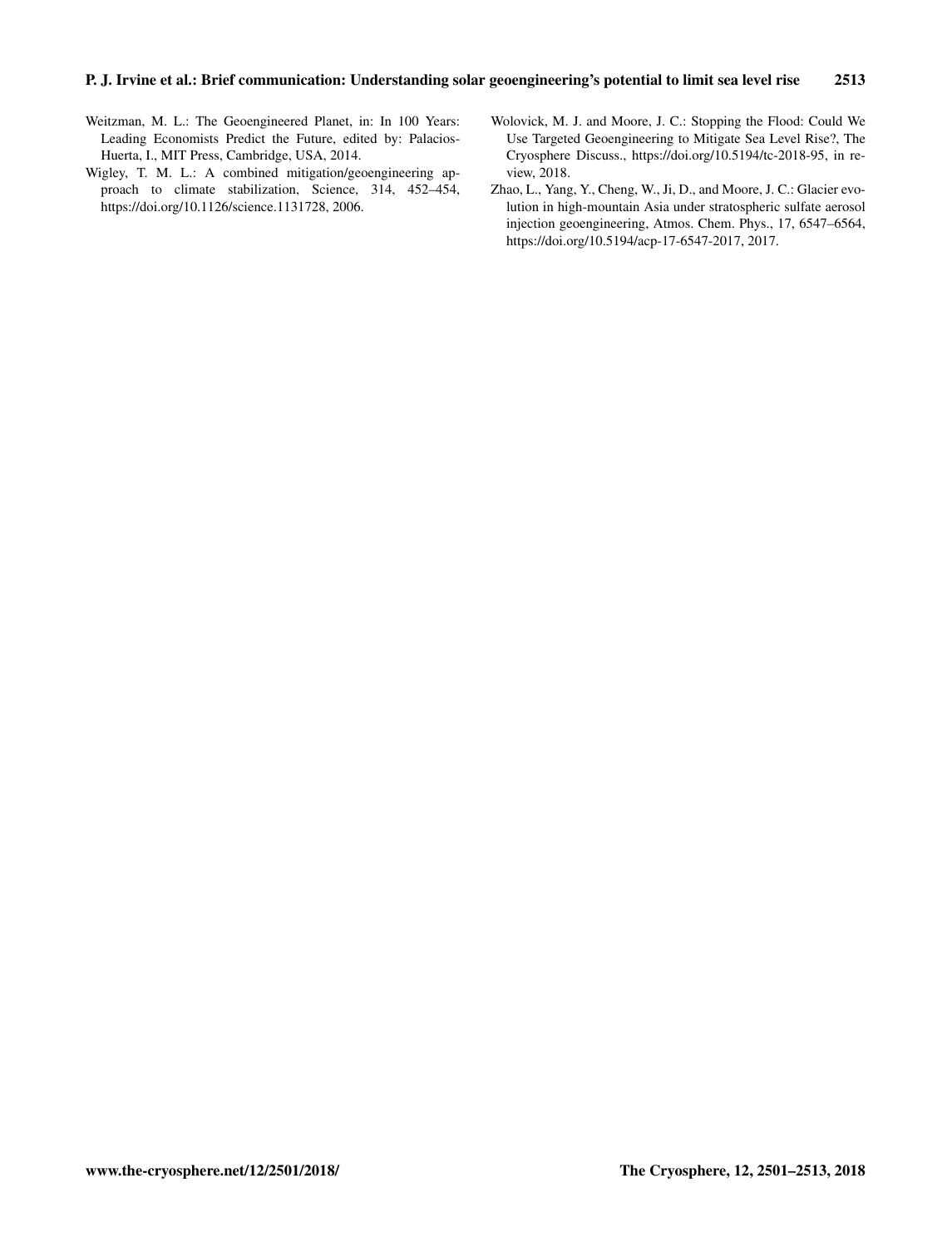Weitzman, M. L.: The Geoengineered Planet, in: In 100 Years: Leading Economists Predict the Future, edited by: Palacios-Huerta, I., MIT Press, Cambridge, USA, 2014.

Wigley, T. M. L.: A combined mitigation/geoengineering approach to climate stabilization, Science, 314, 452–454, https://doi.org/10.1126/science.1131728, 2006.

Wolovick, M. J. and Moore, J. C.: Stopping the Flood: Could We Use Targeted Geoengineering to Mitigate Sea Level Rise?, The Cryosphere Discuss., https://doi.org/10.5194/tc-2018-95, in review, 2018.

Zhao, L., Yang, Y., Cheng, W., Ji, D., and Moore, J. C.: Glacier evolution in high-mountain Asia under stratospheric sulfate aerosol injection geoengineering, Atmos. Chem. Phys., 17, 6547–6564, https://doi.org/10.5194/acp-17-6547-2017, 2017.